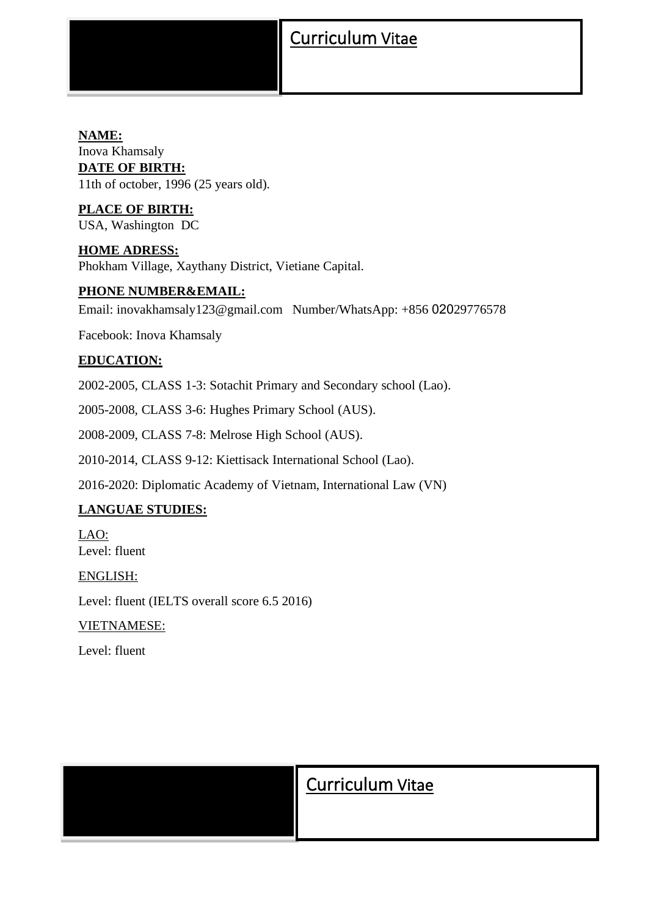# Curriculum Vitae

**NAME:**
Inova Khamsaly
**DATE OF BIRTH:**
11th of october, 1996 (25 years old).

**PLACE OF BIRTH:**
USA, Washington DC

**HOME ADRESS:**
Phokham Village, Xaythany District, Vietiane Capital.

**PHONE NUMBER&EMAIL:**

Email: inovakhamsaly123@gmail.com Number/WhatsApp: +856 02029776578

Facebook: Inova Khamsaly

**EDUCATION:**

2002-2005, CLASS 1-3: Sotachit Primary and Secondary school (Lao).

2005-2008, CLASS 3-6: Hughes Primary School (AUS).

2008-2009, CLASS 7-8: Melrose High School (AUS).

2010-2014, CLASS 9-12: Kiettisack International School (Lao).

2016-2020: Diplomatic Academy of Vietnam, International Law (VN)

**LANGUAE STUDIES:**

LAO:
Level: fluent

ENGLISH:

Level: fluent (IELTS overall score 6.5 2016)

VIETNAMESE:

Level: fluent

# Curriculum Vitae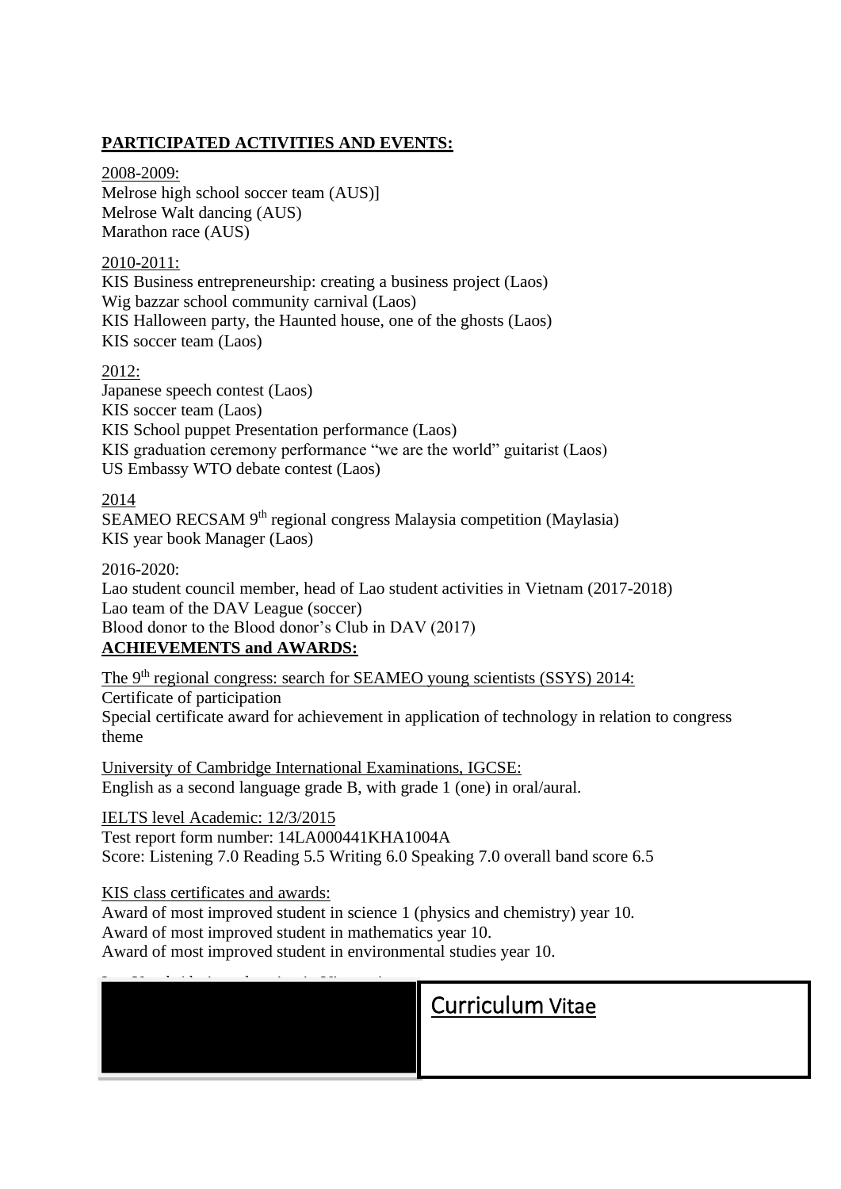**PARTICIPATED ACTIVITIES AND EVENTS:**

2008-2009:
Melrose high school soccer team (AUS)]
Melrose Walt dancing (AUS)
Marathon race (AUS)

2010-2011:
KIS Business entrepreneurship: creating a business project (Laos)
Wig bazzar school community carnival (Laos)
KIS Halloween party, the Haunted house, one of the ghosts (Laos)
KIS soccer team (Laos)

2012:
Japanese speech contest (Laos)
KIS soccer team (Laos)
KIS School puppet Presentation performance (Laos)
KIS graduation ceremony performance "we are the world" guitarist (Laos)
US Embassy WTO debate contest (Laos)

2014
SEAMEO RECSAM 9th regional congress Malaysia competition (Maylasia)
KIS year book Manager (Laos)

2016-2020:
Lao student council member, head of Lao student activities in Vietnam (2017-2018)
Lao team of the DAV League (soccer)
Blood donor to the Blood donor's Club in DAV (2017)

**ACHIEVEMENTS and AWARDS:**

The 9th regional congress: search for SEAMEO young scientists (SSYS) 2014:
Certificate of participation
Special certificate award for achievement in application of technology in relation to congress theme

University of Cambridge International Examinations, IGCSE:
English as a second language grade B, with grade 1 (one) in oral/aural.

IELTS level Academic: 12/3/2015
Test report form number: 14LA000441KHA1004A
Score: Listening 7.0 Reading 5.5 Writing 6.0 Speaking 7.0 overall band score 6.5

KIS class certificates and awards:
Award of most improved student in science 1 (physics and chemistry) year 10.
Award of most improved student in mathematics year 10.
Award of most improved student in environmental studies year 10.

Curriculum Vitae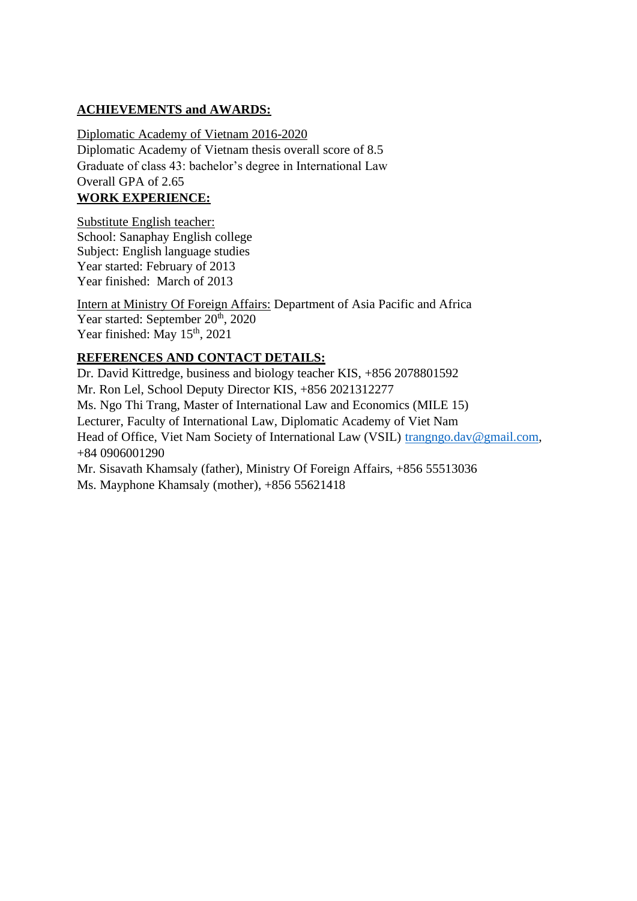## ACHIEVEMENTS and AWARDS:

Diplomatic Academy of Vietnam 2016-2020
Diplomatic Academy of Vietnam thesis overall score of 8.5
Graduate of class 43: bachelor's degree in International Law
Overall GPA of 2.65

## WORK EXPERIENCE:

Substitute English teacher:
School: Sanaphay English college
Subject: English language studies
Year started: February of 2013
Year finished: March of 2013

Intern at Ministry Of Foreign Affairs: Department of Asia Pacific and Africa
Year started: September 20th, 2020
Year finished: May 15th, 2021

## REFERENCES AND CONTACT DETAILS:

Dr. David Kittredge, business and biology teacher KIS, +856 2078801592
Mr. Ron Lel, School Deputy Director KIS, +856 2021312277
Ms. Ngo Thi Trang, Master of International Law and Economics (MILE 15)
Lecturer, Faculty of International Law, Diplomatic Academy of Viet Nam
Head of Office, Viet Nam Society of International Law (VSIL) trangngo.dav@gmail.com, +84 0906001290
Mr. Sisavath Khamsaly (father), Ministry Of Foreign Affairs, +856 55513036
Ms. Mayphone Khamsaly (mother), +856 55621418